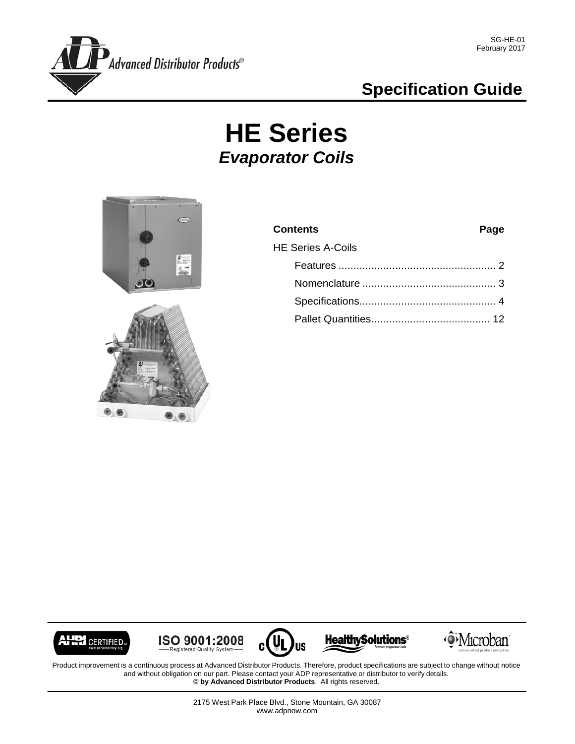SG-HE-01
February 2017

Advanced Distributor Products®

## Specification Guide

# HE Series
## *Evaporator Coils*

| **Contents** | **Page** |
| --- | --- |
| HE Series A-Coils | |
| Features | 2 |
| Nomenclature | 3 |
| Specifications | 4 |
| Pallet Quantities | 12 |

AHRI CERTIFIED www.ahridirectory.org · ISO 9001:2008 Registered Quality System · c UL us · HealthySolutions® Premier evaporator coils · Microban® antimicrobial product protection

Product improvement is a continuous process at Advanced Distributor Products. Therefore, product specifications are subject to change without notice and without obligation on our part. Please contact your ADP representative or distributor to verify details.
**© by Advanced Distributor Products**. All rights reserved.

2175 West Park Place Blvd., Stone Mountain, GA 30087
www.adpnow.com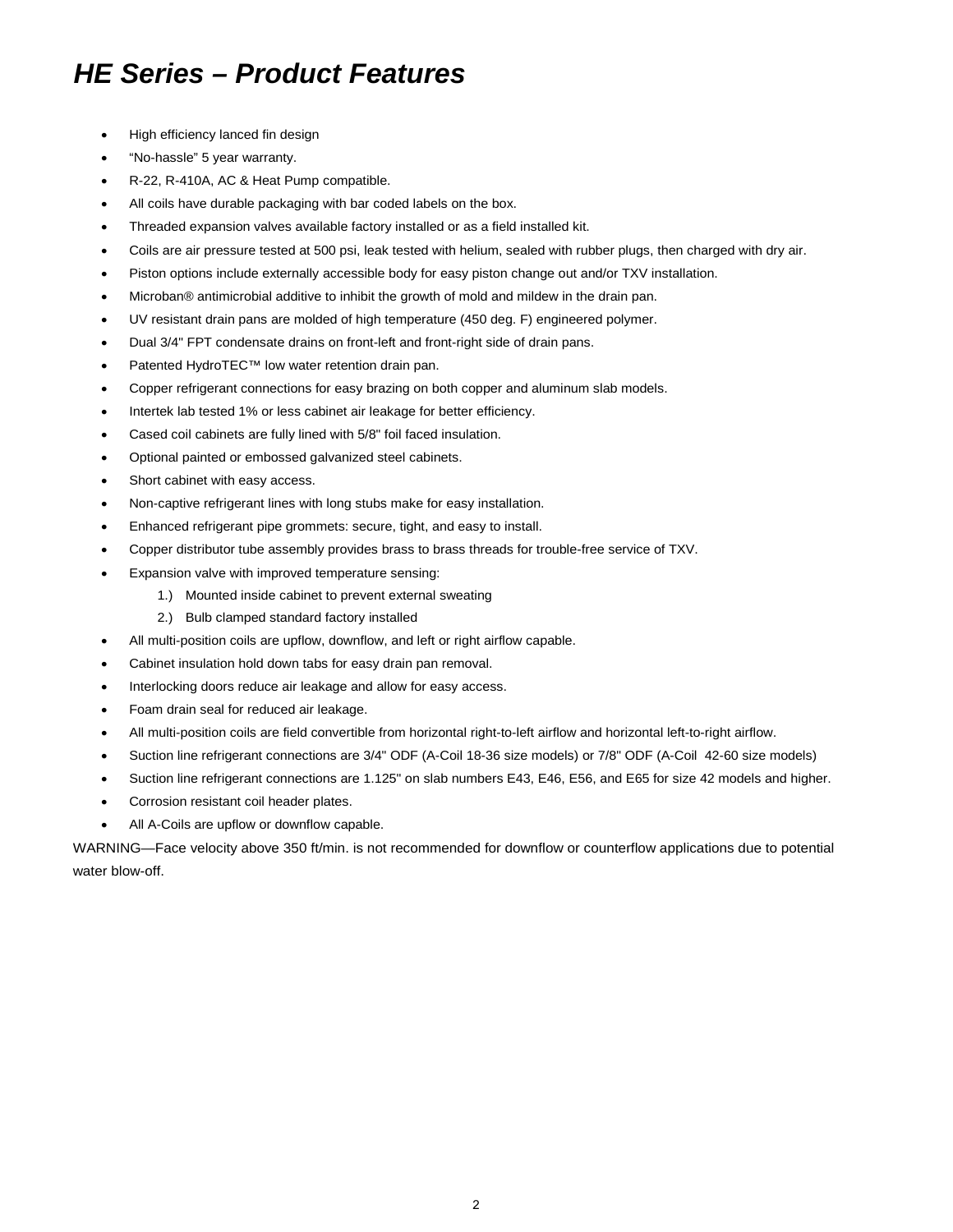# *HE Series – Product Features*

- High efficiency lanced fin design
- "No-hassle" 5 year warranty.
- R-22, R-410A, AC & Heat Pump compatible.
- All coils have durable packaging with bar coded labels on the box.
- Threaded expansion valves available factory installed or as a field installed kit.
- Coils are air pressure tested at 500 psi, leak tested with helium, sealed with rubber plugs, then charged with dry air.
- Piston options include externally accessible body for easy piston change out and/or TXV installation.
- Microban® antimicrobial additive to inhibit the growth of mold and mildew in the drain pan.
- UV resistant drain pans are molded of high temperature (450 deg. F) engineered polymer.
- Dual 3/4" FPT condensate drains on front-left and front-right side of drain pans.
- Patented HydroTEC™ low water retention drain pan.
- Copper refrigerant connections for easy brazing on both copper and aluminum slab models.
- Intertek lab tested 1% or less cabinet air leakage for better efficiency.
- Cased coil cabinets are fully lined with 5/8" foil faced insulation.
- Optional painted or embossed galvanized steel cabinets.
- Short cabinet with easy access.
- Non-captive refrigerant lines with long stubs make for easy installation.
- Enhanced refrigerant pipe grommets: secure, tight, and easy to install.
- Copper distributor tube assembly provides brass to brass threads for trouble-free service of TXV.
- Expansion valve with improved temperature sensing:
  1.) Mounted inside cabinet to prevent external sweating
  2.) Bulb clamped standard factory installed
- All multi-position coils are upflow, downflow, and left or right airflow capable.
- Cabinet insulation hold down tabs for easy drain pan removal.
- Interlocking doors reduce air leakage and allow for easy access.
- Foam drain seal for reduced air leakage.
- All multi-position coils are field convertible from horizontal right-to-left airflow and horizontal left-to-right airflow.
- Suction line refrigerant connections are 3/4" ODF (A-Coil 18-36 size models) or 7/8" ODF (A-Coil 42-60 size models)
- Suction line refrigerant connections are 1.125" on slab numbers E43, E46, E56, and E65 for size 42 models and higher.
- Corrosion resistant coil header plates.
- All A-Coils are upflow or downflow capable.

WARNING—Face velocity above 350 ft/min. is not recommended for downflow or counterflow applications due to potential water blow-off.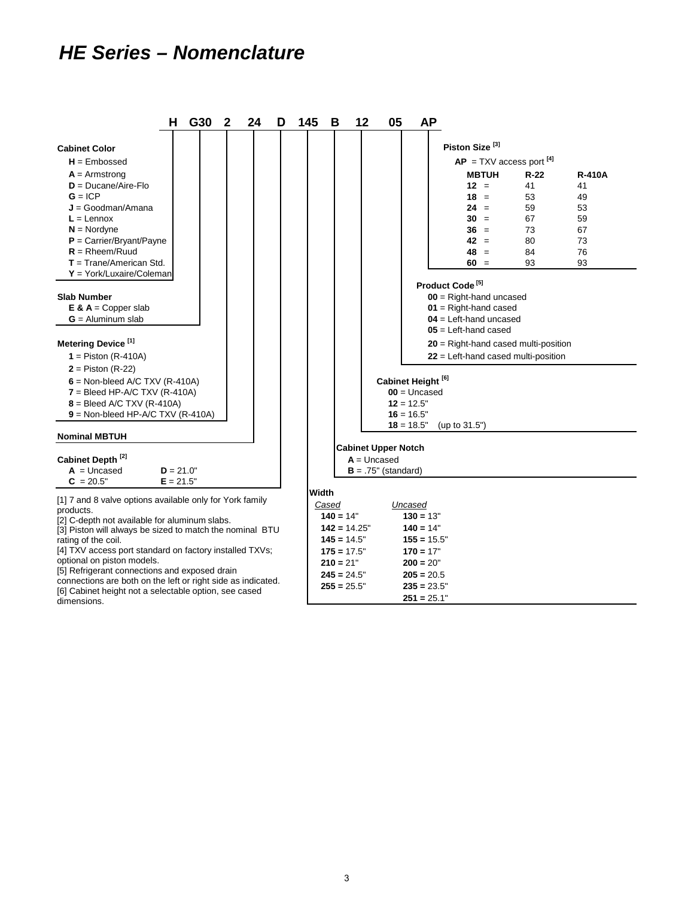# HE Series – Nomenclature

**H G30 2 24 D 145 B 12 05 AP**

**Cabinet Color**
- **H** = Embossed
- **A** = Armstrong
- **D** = Ducane/Aire-Flo
- **G** = ICP
- **J** = Goodman/Amana
- **L** = Lennox
- **N** = Nordyne
- **P** = Carrier/Bryant/Payne
- **R** = Rheem/Ruud
- **T** = Trane/American Std.
- **Y** = York/Luxaire/Coleman

**Slab Number**
- **E & A** = Copper slab
- **G** = Aluminum slab

**Metering Device [1]**
- **1** = Piston (R-410A)
- **2** = Piston (R-22)
- **6** = Non-bleed A/C TXV (R-410A)
- **7** = Bleed HP-A/C TXV (R-410A)
- **8** = Bleed A/C TXV (R-410A)
- **9** = Non-bleed HP-A/C TXV (R-410A)

**Nominal MBTUH**

**Cabinet Depth [2]**
- **A** = Uncased
- **C** = 20.5"
- **D** = 21.0"
- **E** = 21.5"

**Width**

| Cased | Uncased |
|---|---|
| **140** = 14" | **130** = 13" |
| **142** = 14.25" | **140** = 14" |
| **145** = 14.5" | **155** = 15.5" |
| **175** = 17.5" | **170** = 17" |
| **210** = 21" | **200** = 20" |
| **245** = 24.5" | **205** = 20.5 |
| **255** = 25.5" | **235** = 23.5" |
| | **251** = 25.1" |

**Cabinet Upper Notch**
- **A** = Uncased
- **B** = .75" (standard)

**Cabinet Height [6]**
- **00** = Uncased
- **12** = 12.5"
- **16** = 16.5"
- **18** = 18.5" (up to 31.5")

**Product Code [5]**
- **00** = Right-hand uncased
- **01** = Right-hand cased
- **04** = Left-hand uncased
- **05** = Left-hand cased
- **20** = Right-hand cased multi-position
- **22** = Left-hand cased multi-position

**Piston Size [3]**

**AP** = TXV access port [4]

| MBTUH | R-22 | R-410A |
|---|---|---|
| **12** = | 41 | 41 |
| **18** = | 53 | 49 |
| **24** = | 59 | 53 |
| **30** = | 67 | 59 |
| **36** = | 73 | 67 |
| **42** = | 80 | 73 |
| **48** = | 84 | 76 |
| **60** = | 93 | 93 |

[1] 7 and 8 valve options available only for York family products.
[2] C-depth not available for aluminum slabs.
[3] Piston will always be sized to match the nominal BTU rating of the coil.
[4] TXV access port standard on factory installed TXVs; optional on piston models.
[5] Refrigerant connections and exposed drain connections are both on the left or right side as indicated.
[6] Cabinet height not a selectable option, see cased dimensions.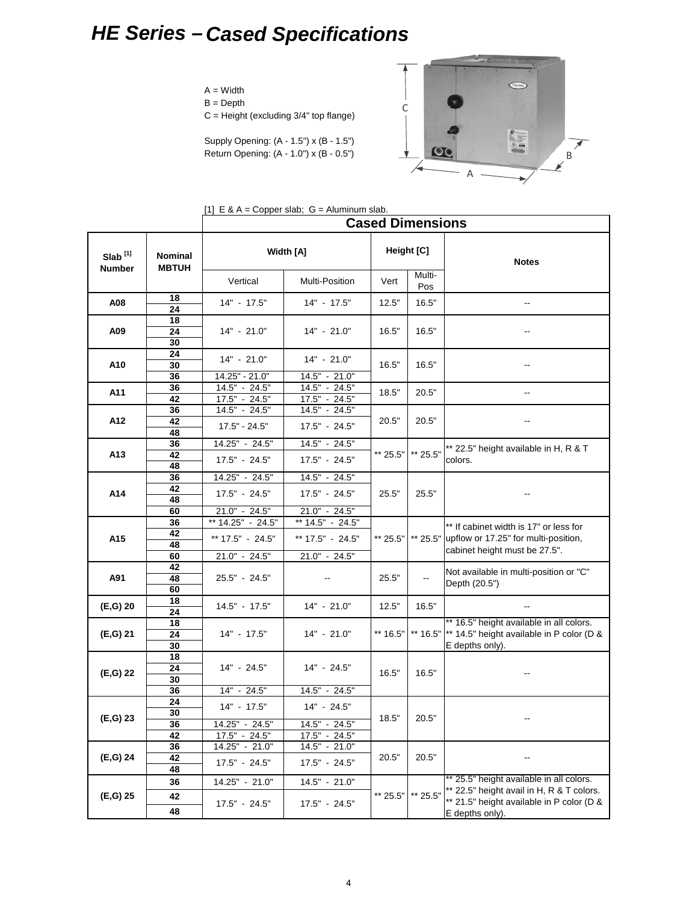# HE Series – Cased Specifications

A = Width
B = Depth
C = Height (excluding 3/4" top flange)

Supply Opening: (A - 1.5") x (B - 1.5")
Return Opening: (A - 1.0") x (B - 0.5")

[1] E & A = Copper slab; G = Aluminum slab.

| Slab [1] Number | Nominal MBTUH | Cased Dimensions | | | | |
|---|---|---|---|---|---|---|
| | | Width [A] | | Height [C] | | Notes |
| | | Vertical | Multi-Position | Vert | Multi-Pos | |
| A08 | 18 | 14" - 17.5" | 14" - 17.5" | 12.5" | 16.5" | -- |
| | 24 | | | | | |
| A09 | 18 | 14" - 21.0" | 14" - 21.0" | 16.5" | 16.5" | -- |
| | 24 | | | | | |
| | 30 | | | | | |
| A10 | 24 | 14" - 21.0" | 14" - 21.0" | 16.5" | 16.5" | -- |
| | 30 | | | | | |
| | 36 | 14.25" - 21.0" | 14.5" - 21.0" | | | |
| A11 | 36 | 14.5" - 24.5" | 14.5" - 24.5" | 18.5" | 20.5" | -- |
| | 42 | 17.5" - 24.5" | 17.5" - 24.5" | | | |
| A12 | 36 | 14.5" - 24.5" | 14.5" - 24.5" | 20.5" | 20.5" | -- |
| | 42 | 17.5" - 24.5" | 17.5" - 24.5" | | | |
| | 48 | | | | | |
| A13 | 36 | 14.25" - 24.5" | 14.5" - 24.5" | ** 25.5" | ** 25.5" | ** 22.5" height available in H, R & T colors. |
| | 42 | 17.5" - 24.5" | 17.5" - 24.5" | | | |
| | 48 | | | | | |
| A14 | 36 | 14.25" - 24.5" | 14.5" - 24.5" | 25.5" | 25.5" | -- |
| | 42 | 17.5" - 24.5" | 17.5" - 24.5" | | | |
| | 48 | | | | | |
| | 60 | 21.0" - 24.5" | 21.0" - 24.5" | | | |
| A15 | 36 | ** 14.25" - 24.5" | ** 14.5" - 24.5" | ** 25.5" | ** 25.5" | ** If cabinet width is 17" or less for upflow or 17.25" for multi-position, cabinet height must be 27.5". |
| | 42 | ** 17.5" - 24.5" | ** 17.5" - 24.5" | | | |
| | 48 | | | | | |
| | 60 | 21.0" - 24.5" | 21.0" - 24.5" | | | |
| A91 | 42 | 25.5" - 24.5" | -- | 25.5" | -- | Not available in multi-position or "C" Depth (20.5") |
| | 48 | | | | | |
| | 60 | | | | | |
| (E,G) 20 | 18 | 14.5" - 17.5" | 14" - 21.0" | 12.5" | 16.5" | -- |
| | 24 | | | | | |
| (E,G) 21 | 18 | 14" - 17.5" | 14" - 21.0" | ** 16.5" | ** 16.5" | ** 16.5" height available in all colors. ** 14.5" height available in P color (D & E depths only). |
| | 24 | | | | | |
| | 30 | | | | | |
| (E,G) 22 | 18 | 14" - 24.5" | 14" - 24.5" | 16.5" | 16.5" | -- |
| | 24 | | | | | |
| | 30 | | | | | |
| | 36 | 14" - 24.5" | 14.5" - 24.5" | | | |
| (E,G) 23 | 24 | 14" - 17.5" | 14" - 24.5" | 18.5" | 20.5" | -- |
| | 30 | | | | | |
| | 36 | 14.25" - 24.5" | 14.5" - 24.5" | | | |
| | 42 | 17.5" - 24.5" | 17.5" - 24.5" | | | |
| (E,G) 24 | 36 | 14.25" - 21.0" | 14.5" - 21.0" | 20.5" | 20.5" | -- |
| | 42 | 17.5" - 24.5" | 17.5" - 24.5" | | | |
| | 48 | | | | | |
| (E,G) 25 | 36 | 14.25" - 21.0" | 14.5" - 21.0" | ** 25.5" | ** 25.5" | ** 25.5" height available in all colors. ** 22.5" height avail in H, R & T colors. ** 21.5" height available in P color (D & E depths only). |
| | 42 | 17.5" - 24.5" | 17.5" - 24.5" | | | |
| | 48 | | | | | |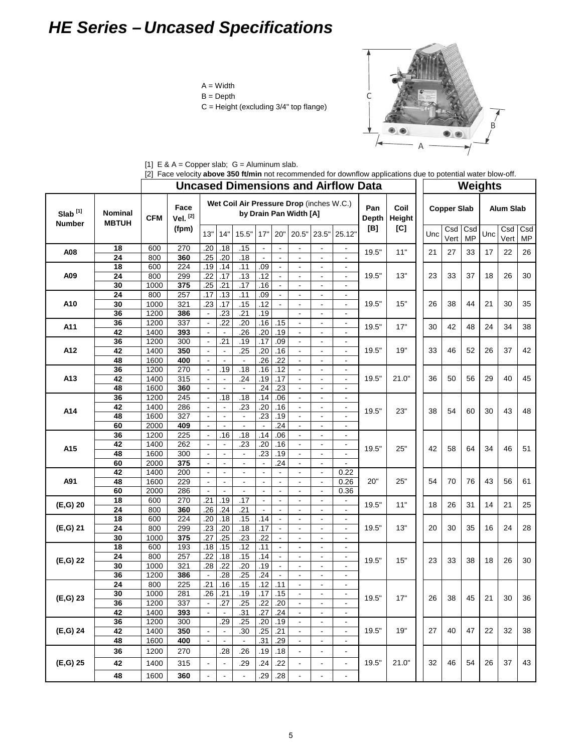# HE Series – Uncased Specifications

A = Width
B = Depth
C = Height (excluding 3/4" top flange)

[1] E & A = Copper slab; G = Aluminum slab.
[2] Face velocity **above 350 ft/min** not recommended for downflow applications due to potential water blow-off.

| Slab [1] Number | Nominal MBTUH | CFM | Face Vel. [2] (fpm) | Wet Coil Air Pressure Drop (inches W.C.) by Drain Pan Width [A] | | | | | | | | Pan Depth [B] | Coil Height [C] | Weights: Copper Slab | | | Alum Slab | | |
|---|---|---|---|---|---|---|---|---|---|---|---|---|---|---|---|---|---|---|---|
| | | | | 13" | 14" | 15.5" | 17" | 20" | 20.5" | 23.5" | 25.12" | | | Unc | Csd Vert | Csd MP | Unc | Csd Vert | Csd MP |
| A08 | 18 | 600 | 270 | .20 | .18 | .15 | - | - | - | - | - | 19.5" | 11" | 21 | 27 | 33 | 17 | 22 | 26 |
| | 24 | 800 | **360** | .25 | .20 | .18 | - | - | - | - | - | | | | | | | | |
| A09 | 18 | 600 | 224 | .19 | .14 | .11 | .09 | - | - | - | - | 19.5" | 13" | 23 | 33 | 37 | 18 | 26 | 30 |
| | 24 | 800 | 299 | .22 | .17 | .13 | .12 | - | - | - | - | | | | | | | | |
| | 30 | 1000 | **375** | .25 | .21 | .17 | .16 | - | - | - | - | | | | | | | | |
| A10 | 24 | 800 | 257 | .17 | .13 | .11 | .09 | - | - | - | - | 19.5" | 15" | 26 | 38 | 44 | 21 | 30 | 35 |
| | 30 | 1000 | 321 | .23 | .17 | .15 | .12 | - | - | - | - | | | | | | | | |
| | 36 | 1200 | **386** | - | .23 | .21 | .19 | | - | - | - | | | | | | | | |
| A11 | 36 | 1200 | 337 | - | .22 | .20 | .16 | .15 | - | - | - | 19.5" | 17" | 30 | 42 | 48 | 24 | 34 | 38 |
| | 42 | 1400 | **393** | - | - | .26 | .20 | .19 | - | - | - | | | | | | | | |
| A12 | 36 | 1200 | 300 | - | .21 | .19 | .17 | .09 | - | - | - | 19.5" | 19" | 33 | 46 | 52 | 26 | 37 | 42 |
| | 42 | 1400 | **350** | - | - | .25 | .20 | .16 | - | - | - | | | | | | | | |
| | 48 | 1600 | **400** | - | - | - | .26 | .22 | - | - | - | | | | | | | | |
| A13 | 36 | 1200 | 270 | - | .19 | .18 | .16 | .12 | - | - | - | 19.5" | 21.0" | 36 | 50 | 56 | 29 | 40 | 45 |
| | 42 | 1400 | 315 | - | - | .24 | .19 | .17 | - | - | - | | | | | | | | |
| | 48 | 1600 | **360** | - | - | - | .24 | .23 | - | - | - | | | | | | | | |
| A14 | 36 | 1200 | 245 | - | .18 | .18 | .14 | .06 | - | - | - | 19.5" | 23" | 38 | 54 | 60 | 30 | 43 | 48 |
| | 42 | 1400 | 286 | - | - | .23 | .20 | .16 | - | - | - | | | | | | | | |
| | 48 | 1600 | 327 | - | - | - | .23 | .19 | - | - | - | | | | | | | | |
| | 60 | 2000 | **409** | - | - | - | - | .24 | - | - | - | | | | | | | | |
| A15 | 36 | 1200 | 225 | - | .16 | .18 | .14 | .06 | - | - | - | 19.5" | 25" | 42 | 58 | 64 | 34 | 46 | 51 |
| | 42 | 1400 | 262 | - | - | .23 | .20 | .16 | - | - | - | | | | | | | | |
| | 48 | 1600 | 300 | - | - | - | .23 | .19 | - | - | - | | | | | | | | |
| | 60 | 2000 | **375** | - | - | - | - | .24 | - | - | - | | | | | | | | |
| A91 | 42 | 1400 | 200 | - | - | - | - | - | - | - | 0.22 | 20" | 25" | 54 | 70 | 76 | 43 | 56 | 61 |
| | 48 | 1600 | 229 | - | - | - | - | - | - | - | 0.26 | | | | | | | | |
| | 60 | 2000 | 286 | - | - | - | - | - | - | - | 0.36 | | | | | | | | |
| (E,G) 20 | 18 | 600 | 270 | .21 | .19 | .17 | - | - | - | - | - | 19.5" | 11" | 18 | 26 | 31 | 14 | 21 | 25 |
| | 24 | 800 | **360** | .26 | .24 | .21 | - | - | - | - | - | | | | | | | | |
| (E,G) 21 | 18 | 600 | 224 | .20 | .18 | .15 | .14 | - | - | - | - | 19.5" | 13" | 20 | 30 | 35 | 16 | 24 | 28 |
| | 24 | 800 | 299 | .23 | .20 | .18 | .17 | - | - | - | - | | | | | | | | |
| | 30 | 1000 | **375** | .27 | .25 | .23 | .22 | - | - | - | - | | | | | | | | |
| (E,G) 22 | 18 | 600 | 193 | .18 | .15 | .12 | .11 | - | - | - | - | 19.5" | 15" | 23 | 33 | 38 | 18 | 26 | 30 |
| | 24 | 800 | 257 | .22 | .18 | .15 | .14 | - | - | - | - | | | | | | | | |
| | 30 | 1000 | 321 | .28 | .22 | .20 | .19 | - | - | - | - | | | | | | | | |
| | 36 | 1200 | **386** | - | .28 | .25 | .24 | - | - | - | - | | | | | | | | |
| (E,G) 23 | 24 | 800 | 225 | .21 | .16 | .15 | .12 | .11 | - | - | - | 19.5" | 17" | 26 | 38 | 45 | 21 | 30 | 36 |
| | 30 | 1000 | 281 | .26 | .21 | .19 | .17 | .15 | - | - | - | | | | | | | | |
| | 36 | 1200 | 337 | - | .27 | .25 | .22 | .20 | - | - | - | | | | | | | | |
| | 42 | 1400 | **393** | - | - | .31 | .27 | .24 | - | - | - | | | | | | | | |
| (E,G) 24 | 36 | 1200 | 300 | | .29 | .25 | .20 | .19 | - | - | - | 19.5" | 19" | 27 | 40 | 47 | 22 | 32 | 38 |
| | 42 | 1400 | **350** | - | - | .30 | .25 | .21 | - | - | - | | | | | | | | |
| | 48 | 1600 | **400** | - | - | - | .31 | .29 | - | - | - | | | | | | | | |
| (E,G) 25 | 36 | 1200 | 270 | | .28 | .26 | .19 | .18 | - | - | - | 19.5" | 21.0" | 32 | 46 | 54 | 26 | 37 | 43 |
| | 42 | 1400 | 315 | - | - | .29 | .24 | .22 | - | - | - | | | | | | | | |
| | 48 | 1600 | **360** | - | - | - | .29 | .28 | - | - | - | | | | | | | | |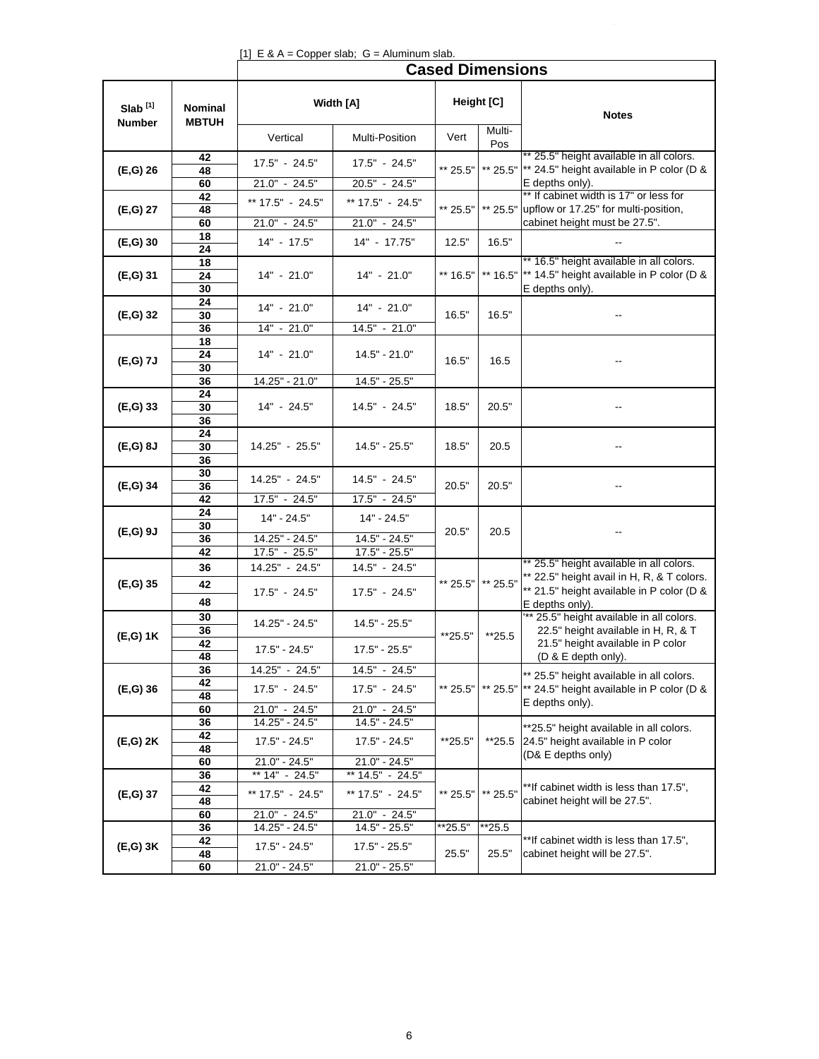[1] E & A = Copper slab; G = Aluminum slab.

| Slab [1] Number | Nominal MBTUH | Cased Dimensions | | | | |
|---|---|---|---|---|---|---|
| | | Width [A] | | Height [C] | | Notes |
| | | Vertical | Multi-Position | Vert | Multi-Pos | |
| (E,G) 26 | 42 | 17.5" - 24.5" | 17.5" - 24.5" | ** 25.5" | ** 25.5" | ** 25.5" height available in all colors. ** 24.5" height available in P color (D & E depths only). |
| | 48 | | | | | |
| | 60 | 21.0" - 24.5" | 20.5" - 24.5" | | | |
| (E,G) 27 | 42 | ** 17.5" - 24.5" | ** 17.5" - 24.5" | ** 25.5" | ** 25.5" | ** If cabinet width is 17" or less for upflow or 17.25" for multi-position, cabinet height must be 27.5". |
| | 48 | | | | | |
| | 60 | 21.0" - 24.5" | 21.0" - 24.5" | | | |
| (E,G) 30 | 18 | 14" - 17.5" | 14" - 17.75" | 12.5" | 16.5" | -- |
| | 24 | | | | | |
| (E,G) 31 | 18 | 14" - 21.0" | 14" - 21.0" | ** 16.5" | ** 16.5" | ** 16.5" height available in all colors. ** 14.5" height available in P color (D & E depths only). |
| | 24 | | | | | |
| | 30 | | | | | |
| (E,G) 32 | 24 | 14" - 21.0" | 14" - 21.0" | 16.5" | 16.5" | -- |
| | 30 | | | | | |
| | 36 | 14" - 21.0" | 14.5" - 21.0" | | | |
| (E,G) 7J | 18 | 14" - 21.0" | 14.5" - 21.0" | 16.5" | 16.5 | -- |
| | 24 | | | | | |
| | 30 | | | | | |
| | 36 | 14.25" - 21.0" | 14.5" - 25.5" | | | |
| (E,G) 33 | 24 | 14" - 24.5" | 14.5" - 24.5" | 18.5" | 20.5" | -- |
| | 30 | | | | | |
| | 36 | | | | | |
| (E,G) 8J | 24 | 14.25" - 25.5" | 14.5" - 25.5" | 18.5" | 20.5 | -- |
| | 30 | | | | | |
| | 36 | | | | | |
| (E,G) 34 | 30 | 14.25" - 24.5" | 14.5" - 24.5" | 20.5" | 20.5" | -- |
| | 36 | | | | | |
| | 42 | 17.5" - 24.5" | 17.5" - 24.5" | | | |
| (E,G) 9J | 24 | 14" - 24.5" | 14" - 24.5" | 20.5" | 20.5 | -- |
| | 30 | | | | | |
| | 36 | 14.25" - 24.5" | 14.5" - 24.5" | | | |
| | 42 | 17.5" - 25.5" | 17.5" - 25.5" | | | |
| (E,G) 35 | 36 | 14.25" - 24.5" | 14.5" - 24.5" | ** 25.5" | ** 25.5" | ** 25.5" height available in all colors. ** 22.5" height avail in H, R, & T colors. ** 21.5" height available in P color (D & E depths only). |
| | 42 | 17.5" - 24.5" | 17.5" - 24.5" | | | |
| | 48 | | | | | |
| (E,G) 1K | 30 | 14.25" - 24.5" | 14.5" - 25.5" | **25.5" | **25.5 | '** 25.5" height available in all colors. 22.5" height available in H, R, & T 21.5" height available in P color (D & E depth only). |
| | 36 | | | | | |
| | 42 | 17.5" - 24.5" | 17.5" - 25.5" | | | |
| | 48 | | | | | |
| (E,G) 36 | 36 | 14.25" - 24.5" | 14.5" - 24.5" | ** 25.5" | ** 25.5" | ** 25.5" height available in all colors. ** 24.5" height available in P color (D & E depths only). |
| | 42 | 17.5" - 24.5" | 17.5" - 24.5" | | | |
| | 48 | | | | | |
| | 60 | 21.0" - 24.5" | 21.0" - 24.5" | | | |
| (E,G) 2K | 36 | 14.25" - 24.5" | 14.5" - 24.5" | **25.5" | **25.5 | **25.5" height available in all colors. 24.5" height available in P color (D& E depths only) |
| | 42 | 17.5" - 24.5" | 17.5" - 24.5" | | | |
| | 48 | | | | | |
| | 60 | 21.0" - 24.5" | 21.0" - 24.5" | | | |
| (E,G) 37 | 36 | ** 14" - 24.5" | ** 14.5" - 24.5" | ** 25.5" | ** 25.5" | **If cabinet width is less than 17.5", cabinet height will be 27.5". |
| | 42 | ** 17.5" - 24.5" | ** 17.5" - 24.5" | | | |
| | 48 | | | | | |
| | 60 | 21.0" - 24.5" | 21.0" - 24.5" | | | |
| (E,G) 3K | 36 | 14.25" - 24.5" | 14.5" - 25.5" | **25.5" | **25.5 | **If cabinet width is less than 17.5", cabinet height will be 27.5". |
| | 42 | 17.5" - 24.5" | 17.5" - 25.5" | 25.5" | 25.5" | |
| | 48 | | | | | |
| | 60 | 21.0" - 24.5" | 21.0" - 25.5" | | | |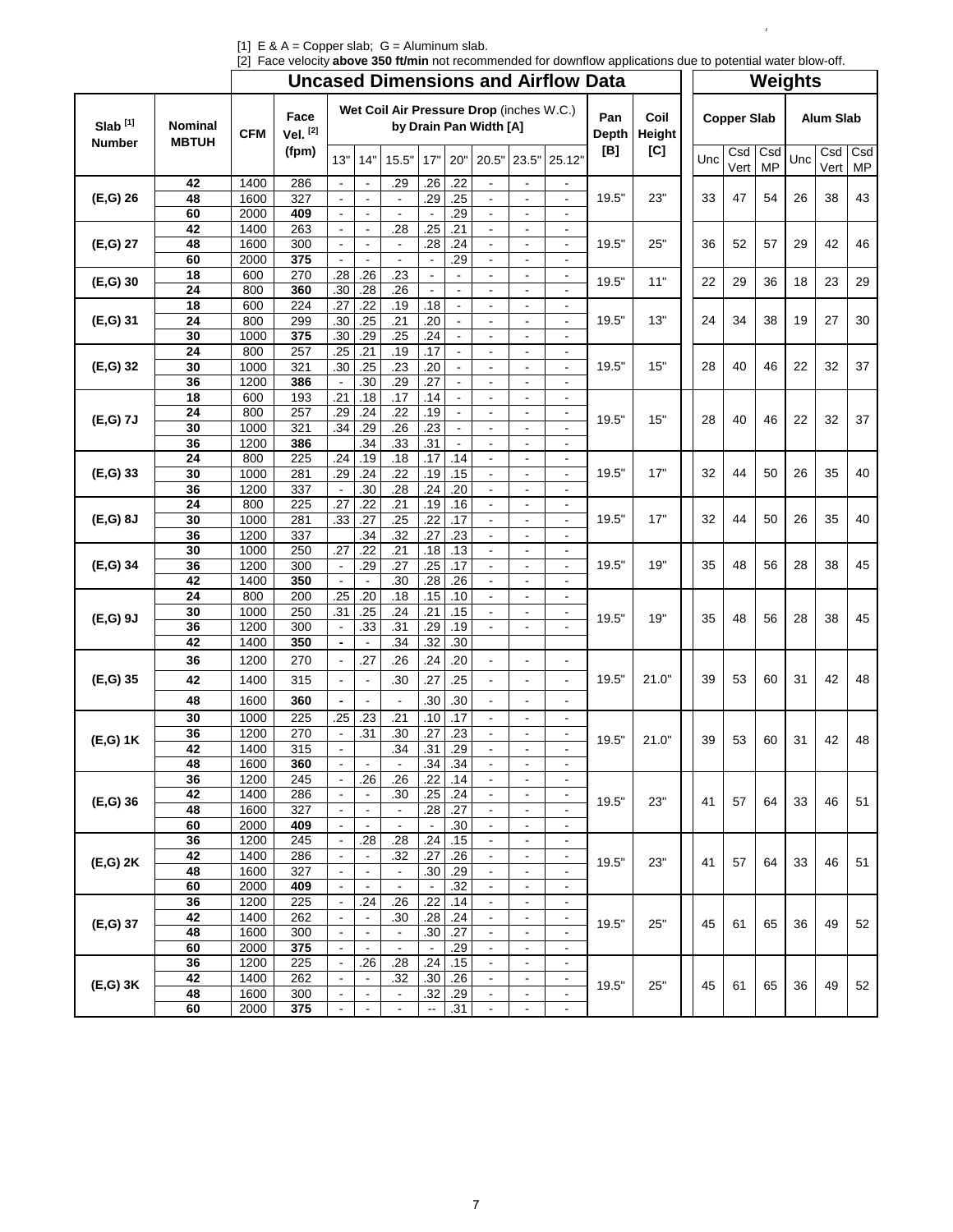[1] E & A = Copper slab; G = Aluminum slab.
[2] Face velocity **above 350 ft/min** not recommended for downflow applications due to potential water blow-off.

## Uncased Dimensions and Airflow Data / Weights

| Slab [1] Number | Nominal MBTUH | CFM | Face Vel. [2] (fpm) | Wet Coil Air Pressure Drop (inches W.C.) by Drain Pan Width [A] | | | | | | | | Pan Depth [B] | Coil Height [C] | Copper Slab | | | Alum Slab | | |
|---|---|---|---|---|---|---|---|---|---|---|---|---|---|---|---|---|---|---|---|
| | | | | 13" | 14" | 15.5" | 17" | 20" | 20.5" | 23.5" | 25.12" | | | Unc | Csd Vert | Csd MP | Unc | Csd Vert | Csd MP |
| (E,G) 26 | **42** | 1400 | 286 | - | - | .29 | .26 | .22 | - | - | - | 19.5" | 23" | 33 | 47 | 54 | 26 | 38 | 43 |
| | **48** | 1600 | 327 | - | - | - | .29 | .25 | - | - | - | | | | | | | | |
| | **60** | 2000 | **409** | - | - | - | - | .29 | - | - | - | | | | | | | | |
| (E,G) 27 | **42** | 1400 | 263 | - | - | .28 | .25 | .21 | - | - | - | 19.5" | 25" | 36 | 52 | 57 | 29 | 42 | 46 |
| | **48** | 1600 | 300 | - | - | - | .28 | .24 | - | - | - | | | | | | | | |
| | **60** | 2000 | **375** | - | - | - | - | .29 | - | - | - | | | | | | | | |
| (E,G) 30 | **18** | 600 | 270 | .28 | .26 | .23 | - | - | - | - | - | 19.5" | 11" | 22 | 29 | 36 | 18 | 23 | 29 |
| | **24** | 800 | **360** | .30 | .28 | .26 | - | - | - | - | - | | | | | | | | |
| (E,G) 31 | **18** | 600 | 224 | .27 | .22 | .19 | .18 | - | - | - | - | 19.5" | 13" | 24 | 34 | 38 | 19 | 27 | 30 |
| | **24** | 800 | 299 | .30 | .25 | .21 | .20 | - | - | - | - | | | | | | | | |
| | **30** | 1000 | **375** | .30 | .29 | .25 | .24 | - | - | - | - | | | | | | | | |
| (E,G) 32 | **24** | 800 | 257 | .25 | .21 | .19 | .17 | - | - | - | - | 19.5" | 15" | 28 | 40 | 46 | 22 | 32 | 37 |
| | **30** | 1000 | 321 | .30 | .25 | .23 | .20 | - | - | - | - | | | | | | | | |
| | **36** | 1200 | **386** | - | .30 | .29 | .27 | - | - | - | - | | | | | | | | |
| (E,G) 7J | **18** | 600 | 193 | .21 | .18 | .17 | .14 | - | - | - | - | 19.5" | 15" | 28 | 40 | 46 | 22 | 32 | 37 |
| | **24** | 800 | 257 | .29 | .24 | .22 | .19 | - | - | - | - | | | | | | | | |
| | **30** | 1000 | 321 | .34 | .29 | .26 | .23 | - | - | - | - | | | | | | | | |
| | **36** | 1200 | **386** | | .34 | .33 | .31 | - | - | - | - | | | | | | | | |
| (E,G) 33 | **24** | 800 | 225 | .24 | .19 | .18 | .17 | .14 | - | - | - | 19.5" | 17" | 32 | 44 | 50 | 26 | 35 | 40 |
| | **30** | 1000 | 281 | .29 | .24 | .22 | .19 | .15 | - | - | - | | | | | | | | |
| | **36** | 1200 | 337 | - | .30 | .28 | .24 | .20 | - | - | - | | | | | | | | |
| (E,G) 8J | **24** | 800 | 225 | .27 | .22 | .21 | .19 | .16 | - | - | - | 19.5" | 17" | 32 | 44 | 50 | 26 | 35 | 40 |
| | **30** | 1000 | 281 | .33 | .27 | .25 | .22 | .17 | - | - | - | | | | | | | | |
| | **36** | 1200 | 337 | | .34 | .32 | .27 | .23 | - | - | - | | | | | | | | |
| (E,G) 34 | **30** | 1000 | 250 | .27 | .22 | .21 | .18 | .13 | - | - | - | 19.5" | 19" | 35 | 48 | 56 | 28 | 38 | 45 |
| | **36** | 1200 | 300 | - | .29 | .27 | .25 | .17 | - | - | - | | | | | | | | |
| | **42** | 1400 | **350** | - | - | .30 | .28 | .26 | - | - | - | | | | | | | | |
| (E,G) 9J | **24** | 800 | 200 | .25 | .20 | .18 | .15 | .10 | - | - | - | 19.5" | 19" | 35 | 48 | 56 | 28 | 38 | 45 |
| | **30** | 1000 | 250 | .31 | .25 | .24 | .21 | .15 | - | - | - | | | | | | | | |
| | **36** | 1200 | 300 | - | .33 | .31 | .29 | .19 | - | - | - | | | | | | | | |
| | **42** | 1400 | **350** | **-** | - | .34 | .32 | .30 | | | | | | | | | | | |
| (E,G) 35 | **36** | 1200 | 270 | - | .27 | .26 | .24 | .20 | - | - | - | 19.5" | 21.0" | 39 | 53 | 60 | 31 | 42 | 48 |
| | **42** | 1400 | 315 | - | - | .30 | .27 | .25 | - | - | - | | | | | | | | |
| | **48** | 1600 | **360** | **-** | - | - | .30 | .30 | - | - | - | | | | | | | | |
| (E,G) 1K | **30** | 1000 | 225 | .25 | .23 | .21 | .10 | .17 | - | - | - | 19.5" | 21.0" | 39 | 53 | 60 | 31 | 42 | 48 |
| | **36** | 1200 | 270 | - | .31 | .30 | .27 | .23 | - | - | - | | | | | | | | |
| | **42** | 1400 | 315 | - | | .34 | .31 | .29 | - | - | - | | | | | | | | |
| | **48** | 1600 | **360** | - | - | - | .34 | .34 | - | - | - | | | | | | | | |
| (E,G) 36 | **36** | 1200 | 245 | - | .26 | .26 | .22 | .14 | - | - | - | 19.5" | 23" | 41 | 57 | 64 | 33 | 46 | 51 |
| | **42** | 1400 | 286 | - | - | .30 | .25 | .24 | - | - | - | | | | | | | | |
| | **48** | 1600 | 327 | - | - | - | .28 | .27 | - | - | - | | | | | | | | |
| | **60** | 2000 | **409** | - | - | - | - | .30 | - | - | - | | | | | | | | |
| (E,G) 2K | **36** | 1200 | 245 | - | .28 | .28 | .24 | .15 | - | - | - | 19.5" | 23" | 41 | 57 | 64 | 33 | 46 | 51 |
| | **42** | 1400 | 286 | - | - | .32 | .27 | .26 | - | - | - | | | | | | | | |
| | **48** | 1600 | 327 | - | - | - | .30 | .29 | - | - | - | | | | | | | | |
| | **60** | 2000 | **409** | - | - | - | - | .32 | - | - | - | | | | | | | | |
| (E,G) 37 | **36** | 1200 | 225 | - | .24 | .26 | .22 | .14 | - | - | - | 19.5" | 25" | 45 | 61 | 65 | 36 | 49 | 52 |
| | **42** | 1400 | 262 | - | - | .30 | .28 | .24 | - | - | - | | | | | | | | |
| | **48** | 1600 | 300 | - | - | - | .30 | .27 | - | - | - | | | | | | | | |
| | **60** | 2000 | **375** | - | - | - | - | .29 | - | - | - | | | | | | | | |
| (E,G) 3K | **36** | 1200 | 225 | - | .26 | .28 | .24 | .15 | - | - | - | 19.5" | 25" | 45 | 61 | 65 | 36 | 49 | 52 |
| | **42** | 1400 | 262 | - | - | .32 | .30 | .26 | - | - | - | | | | | | | | |
| | **48** | 1600 | 300 | - | - | - | .32 | .29 | - | - | - | | | | | | | | |
| | **60** | 2000 | **375** | - | - | - | -- | .31 | - | - | - | | | | | | | | |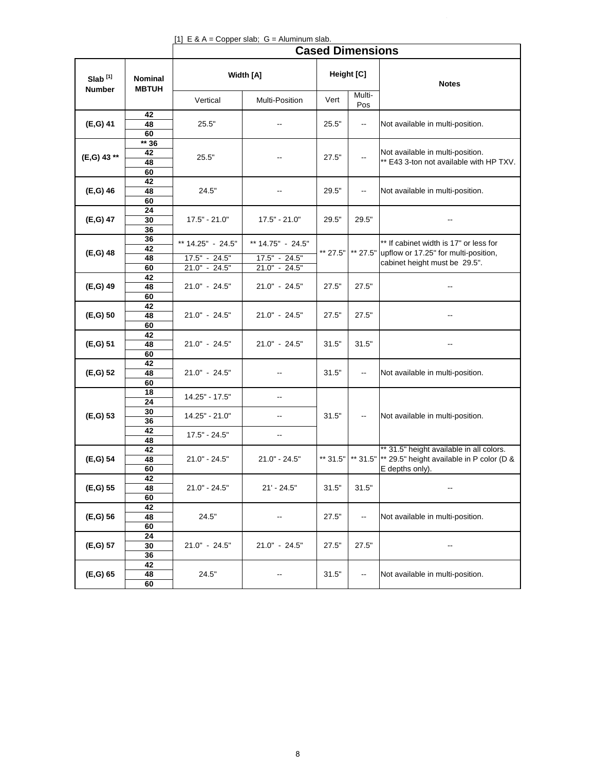[1] E & A = Copper slab; G = Aluminum slab.

| Slab [1] Number | Nominal MBTUH | Cased Dimensions | | | | |
|---|---|---|---|---|---|---|
| | | Width [A] | | Height [C] | | Notes |
| | | Vertical | Multi-Position | Vert | Multi-Pos | |
| (E,G) 41 | 42 | 25.5" | -- | 25.5" | -- | Not available in multi-position. |
| | 48 | | | | | |
| | 60 | | | | | |
| (E,G) 43 ** | ** 36 | 25.5" | -- | 27.5" | -- | Not available in multi-position. ** E43 3-ton not available with HP TXV. |
| | 42 | | | | | |
| | 48 | | | | | |
| | 60 | | | | | |
| (E,G) 46 | 42 | 24.5" | -- | 29.5" | -- | Not available in multi-position. |
| | 48 | | | | | |
| | 60 | | | | | |
| (E,G) 47 | 24 | 17.5" - 21.0" | 17.5" - 21.0" | 29.5" | 29.5" | -- |
| | 30 | | | | | |
| | 36 | | | | | |
| (E,G) 48 | 36 | ** 14.25" - 24.5" | ** 14.75" - 24.5" | ** 27.5" | ** 27.5" | ** If cabinet width is 17" or less for upflow or 17.25" for multi-position, cabinet height must be 29.5". |
| | 42 | | | | | |
| | 48 | 17.5" - 24.5" | 17.5" - 24.5" | | | |
| | 60 | 21.0" - 24.5" | 21.0" - 24.5" | | | |
| (E,G) 49 | 42 | 21.0" - 24.5" | 21.0" - 24.5" | 27.5" | 27.5" | -- |
| | 48 | | | | | |
| | 60 | | | | | |
| (E,G) 50 | 42 | 21.0" - 24.5" | 21.0" - 24.5" | 27.5" | 27.5" | -- |
| | 48 | | | | | |
| | 60 | | | | | |
| (E,G) 51 | 42 | 21.0" - 24.5" | 21.0" - 24.5" | 31.5" | 31.5" | -- |
| | 48 | | | | | |
| | 60 | | | | | |
| (E,G) 52 | 42 | 21.0" - 24.5" | -- | 31.5" | -- | Not available in multi-position. |
| | 48 | | | | | |
| | 60 | | | | | |
| (E,G) 53 | 18 | 14.25" - 17.5" | -- | 31.5" | -- | Not available in multi-position. |
| | 24 | | | | | |
| | 30 | 14.25" - 21.0" | -- | | | |
| | 36 | | | | | |
| | 42 | 17.5" - 24.5" | -- | | | |
| | 48 | | | | | |
| (E,G) 54 | 42 | 21.0" - 24.5" | 21.0" - 24.5" | ** 31.5" | ** 31.5" | ** 31.5" height available in all colors. ** 29.5" height available in P color (D & E depths only). |
| | 48 | | | | | |
| | 60 | | | | | |
| (E,G) 55 | 42 | 21.0" - 24.5" | 21' - 24.5" | 31.5" | 31.5" | -- |
| | 48 | | | | | |
| | 60 | | | | | |
| (E,G) 56 | 42 | 24.5" | -- | 27.5" | -- | Not available in multi-position. |
| | 48 | | | | | |
| | 60 | | | | | |
| (E,G) 57 | 24 | 21.0" - 24.5" | 21.0" - 24.5" | 27.5" | 27.5" | -- |
| | 30 | | | | | |
| | 36 | | | | | |
| (E,G) 65 | 42 | 24.5" | -- | 31.5" | -- | Not available in multi-position. |
| | 48 | | | | | |
| | 60 | | | | | |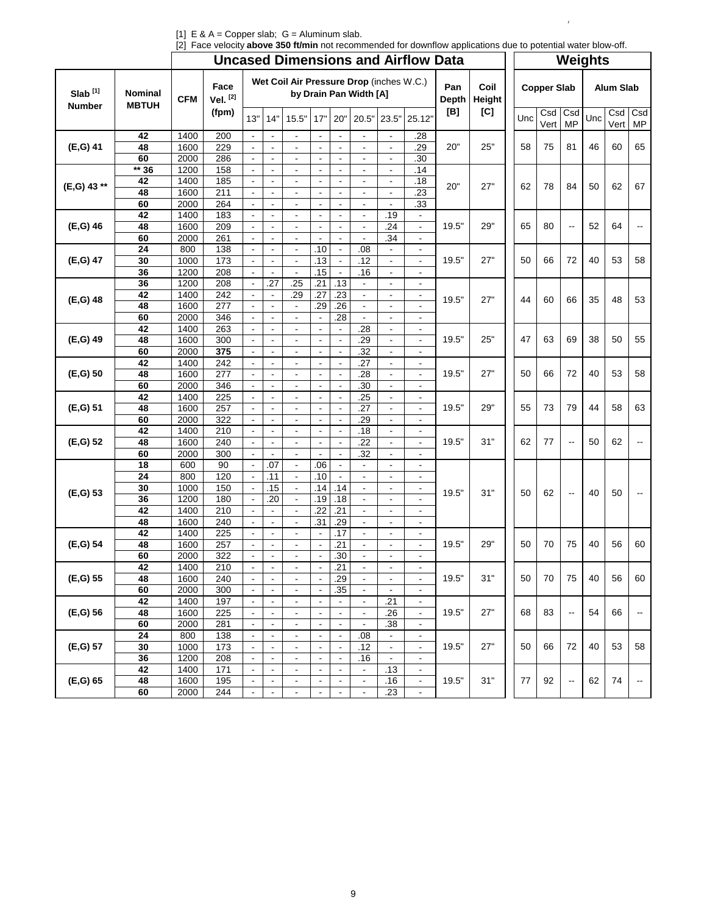[1] E & A = Copper slab; G = Aluminum slab.

[2] Face velocity **above 350 ft/min** not recommended for downflow applications due to potential water blow-off.

| | | Uncased Dimensions and Airflow Data | | | | | | | | | | | | | Weights | | | | | |
|---|---|---|---|---|---|---|---|---|---|---|---|---|---|---|---|---|---|---|---|---|
| Slab [1] Number | Nominal MBTUH | CFM | Face Vel. [2] (fpm) | Wet Coil Air Pressure Drop (inches W.C.) by Drain Pan Width [A] | | | | | | | | Pan Depth [B] | Coil Height [C] | Copper Slab | | | Alum Slab | | |
| | | | | 13" | 14" | 15.5" | 17" | 20" | 20.5" | 23.5" | 25.12" | | | Unc | Csd Vert | Csd MP | Unc | Csd Vert | Csd MP |
| (E,G) 41 | 42 | 1400 | 200 | - | - | - | - | - | - | - | .28 | 20" | 25" | 58 | 75 | 81 | 46 | 60 | 65 |
| | 48 | 1600 | 229 | - | - | - | - | - | - | - | .29 | | | | | | | | |
| | 60 | 2000 | 286 | - | - | - | - | - | - | - | .30 | | | | | | | | |
| (E,G) 43 ** | ** 36 | 1200 | 158 | - | - | - | - | - | - | - | .14 | 20" | 27" | 62 | 78 | 84 | 50 | 62 | 67 |
| | 42 | 1400 | 185 | - | - | - | - | - | - | - | .18 | | | | | | | | |
| | 48 | 1600 | 211 | - | - | - | - | - | - | - | .23 | | | | | | | | |
| | 60 | 2000 | 264 | - | - | - | - | - | - | - | .33 | | | | | | | | |
| (E,G) 46 | 42 | 1400 | 183 | - | - | - | - | - | - | .19 | - | 19.5" | 29" | 65 | 80 | -- | 52 | 64 | -- |
| | 48 | 1600 | 209 | - | - | - | - | - | - | .24 | - | | | | | | | | |
| | 60 | 2000 | 261 | - | - | - | - | - | - | .34 | - | | | | | | | | |
| (E,G) 47 | 24 | 800 | 138 | - | - | - | .10 | - | .08 | - | - | 19.5" | 27" | 50 | 66 | 72 | 40 | 53 | 58 |
| | 30 | 1000 | 173 | - | - | - | .13 | - | .12 | - | - | | | | | | | | |
| | 36 | 1200 | 208 | - | - | - | .15 | - | .16 | - | - | | | | | | | | |
| (E,G) 48 | 36 | 1200 | 208 | - | .27 | .25 | .21 | .13 | - | - | - | 19.5" | 27" | 44 | 60 | 66 | 35 | 48 | 53 |
| | 42 | 1400 | 242 | - | - | .29 | .27 | .23 | - | - | - | | | | | | | | |
| | 48 | 1600 | 277 | - | - | - | .29 | .26 | - | - | - | | | | | | | | |
| | 60 | 2000 | 346 | - | - | - | - | .28 | - | - | - | | | | | | | | |
| (E,G) 49 | 42 | 1400 | 263 | - | - | - | - | - | .28 | - | - | 19.5" | 25" | 47 | 63 | 69 | 38 | 50 | 55 |
| | 48 | 1600 | 300 | - | - | - | - | - | .29 | - | - | | | | | | | | |
| | 60 | 2000 | **375** | - | - | - | - | - | .32 | - | - | | | | | | | | |
| (E,G) 50 | 42 | 1400 | 242 | - | - | - | - | - | .27 | - | - | 19.5" | 27" | 50 | 66 | 72 | 40 | 53 | 58 |
| | 48 | 1600 | 277 | - | - | - | - | - | .28 | - | - | | | | | | | | |
| | 60 | 2000 | 346 | - | - | - | - | - | .30 | - | - | | | | | | | | |
| (E,G) 51 | 42 | 1400 | 225 | - | - | - | - | - | .25 | - | - | 19.5" | 29" | 55 | 73 | 79 | 44 | 58 | 63 |
| | 48 | 1600 | 257 | - | - | - | - | - | .27 | - | - | | | | | | | | |
| | 60 | 2000 | 322 | - | - | - | - | - | .29 | - | - | | | | | | | | |
| (E,G) 52 | 42 | 1400 | 210 | - | - | - | - | - | .18 | - | - | 19.5" | 31" | 62 | 77 | -- | 50 | 62 | -- |
| | 48 | 1600 | 240 | - | - | - | - | - | .22 | - | - | | | | | | | | |
| | 60 | 2000 | 300 | - | - | - | - | - | .32 | - | - | | | | | | | | |
| (E,G) 53 | 18 | 600 | 90 | - | .07 | - | .06 | - | - | - | - | 19.5" | 31" | 50 | 62 | -- | 40 | 50 | -- |
| | 24 | 800 | 120 | - | .11 | - | .10 | - | - | - | - | | | | | | | | |
| | 30 | 1000 | 150 | - | .15 | - | .14 | .14 | - | - | - | | | | | | | | |
| | 36 | 1200 | 180 | - | .20 | - | .19 | .18 | - | - | - | | | | | | | | |
| | 42 | 1400 | 210 | - | - | - | .22 | .21 | - | - | - | | | | | | | | |
| | 48 | 1600 | 240 | - | - | - | .31 | .29 | - | - | - | | | | | | | | |
| (E,G) 54 | 42 | 1400 | 225 | - | - | - | - | .17 | - | - | - | 19.5" | 29" | 50 | 70 | 75 | 40 | 56 | 60 |
| | 48 | 1600 | 257 | - | - | - | - | .21 | - | - | - | | | | | | | | |
| | 60 | 2000 | 322 | - | - | - | - | .30 | - | - | - | | | | | | | | |
| (E,G) 55 | 42 | 1400 | 210 | - | - | - | - | .21 | - | - | - | 19.5" | 31" | 50 | 70 | 75 | 40 | 56 | 60 |
| | 48 | 1600 | 240 | - | - | - | - | .29 | - | - | - | | | | | | | | |
| | 60 | 2000 | 300 | - | - | - | - | .35 | - | - | - | | | | | | | | |
| (E,G) 56 | 42 | 1400 | 197 | - | - | - | - | - | - | .21 | - | 19.5" | 27" | 68 | 83 | -- | 54 | 66 | -- |
| | 48 | 1600 | 225 | - | - | - | - | - | - | .26 | - | | | | | | | | |
| | 60 | 2000 | 281 | - | - | - | - | - | - | .38 | - | | | | | | | | |
| (E,G) 57 | 24 | 800 | 138 | - | - | - | - | - | .08 | - | - | 19.5" | 27" | 50 | 66 | 72 | 40 | 53 | 58 |
| | 30 | 1000 | 173 | - | - | - | - | - | .12 | - | - | | | | | | | | |
| | 36 | 1200 | 208 | - | - | - | - | - | .16 | - | - | | | | | | | | |
| (E,G) 65 | 42 | 1400 | 171 | - | - | - | - | - | - | .13 | - | 19.5" | 31" | 77 | 92 | -- | 62 | 74 | -- |
| | 48 | 1600 | 195 | - | - | - | - | - | - | .16 | - | | | | | | | | |
| | 60 | 2000 | 244 | - | - | - | - | - | - | .23 | - | | | | | | | | |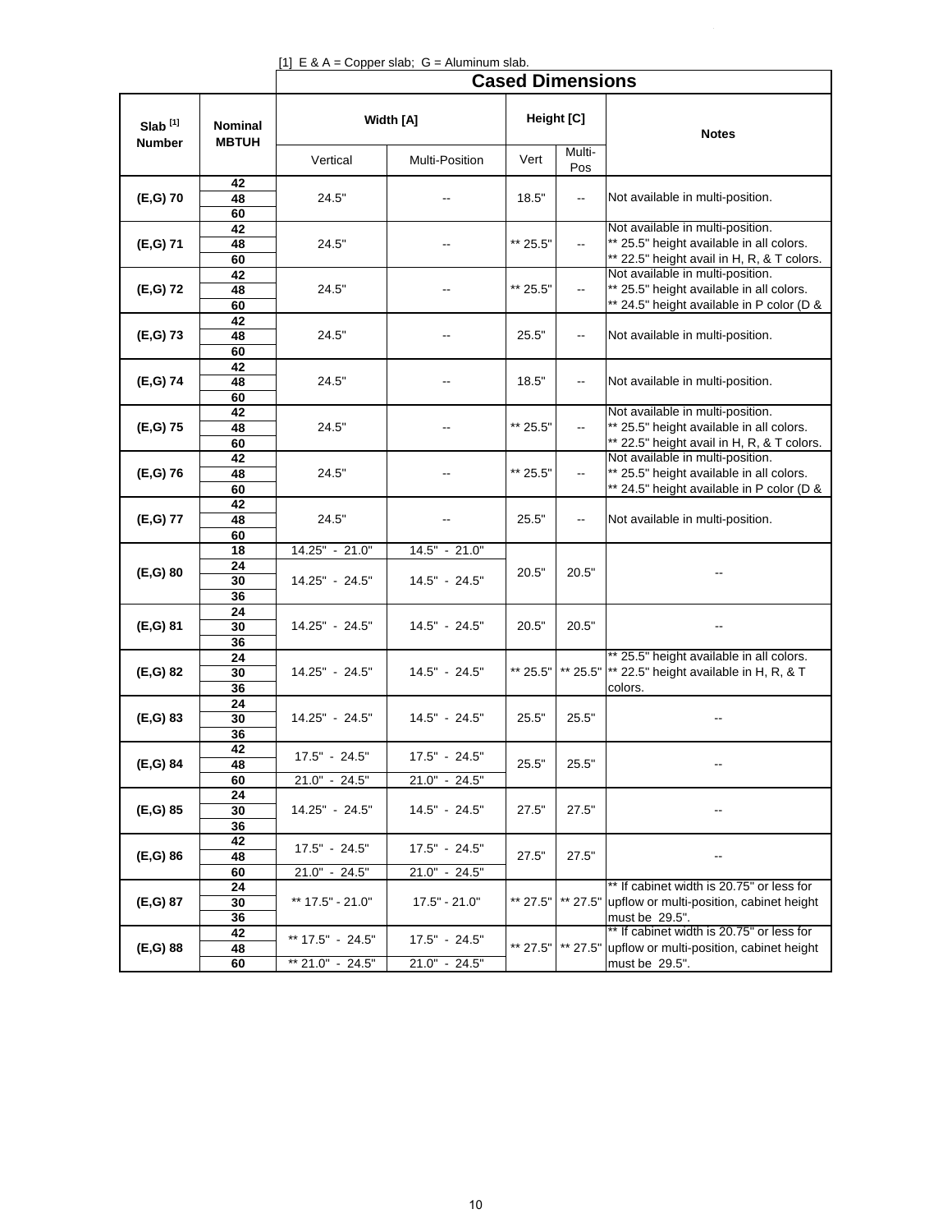[1] E & A = Copper slab; G = Aluminum slab.

| Slab [1] Number | Nominal MBTUH | Cased Dimensions | | | | |
|---|---|---|---|---|---|---|
| | | Width [A] | | Height [C] | | Notes |
| | | Vertical | Multi-Position | Vert | Multi-Pos | |
| (E,G) 70 | 42 | 24.5" | -- | 18.5" | -- | Not available in multi-position. |
| | 48 | | | | | |
| | 60 | | | | | |
| (E,G) 71 | 42 | 24.5" | -- | ** 25.5" | -- | Not available in multi-position. ** 25.5" height available in all colors. ** 22.5" height avail in H, R, & T colors. |
| | 48 | | | | | |
| | 60 | | | | | |
| (E,G) 72 | 42 | 24.5" | -- | ** 25.5" | -- | Not available in multi-position. ** 25.5" height available in all colors. ** 24.5" height available in P color (D & |
| | 48 | | | | | |
| | 60 | | | | | |
| (E,G) 73 | 42 | 24.5" | -- | 25.5" | -- | Not available in multi-position. |
| | 48 | | | | | |
| | 60 | | | | | |
| (E,G) 74 | 42 | 24.5" | -- | 18.5" | -- | Not available in multi-position. |
| | 48 | | | | | |
| | 60 | | | | | |
| (E,G) 75 | 42 | 24.5" | -- | ** 25.5" | -- | Not available in multi-position. ** 25.5" height available in all colors. ** 22.5" height avail in H, R, & T colors. |
| | 48 | | | | | |
| | 60 | | | | | |
| (E,G) 76 | 42 | 24.5" | -- | ** 25.5" | -- | Not available in multi-position. ** 25.5" height available in all colors. ** 24.5" height available in P color (D & |
| | 48 | | | | | |
| | 60 | | | | | |
| (E,G) 77 | 42 | 24.5" | -- | 25.5" | -- | Not available in multi-position. |
| | 48 | | | | | |
| | 60 | | | | | |
| (E,G) 80 | 18 | 14.25" - 21.0" | 14.5" - 21.0" | 20.5" | 20.5" | -- |
| | 24 | 14.25" - 24.5" | 14.5" - 24.5" | | | |
| | 30 | | | | | |
| | 36 | | | | | |
| (E,G) 81 | 24 | 14.25" - 24.5" | 14.5" - 24.5" | 20.5" | 20.5" | -- |
| | 30 | | | | | |
| | 36 | | | | | |
| (E,G) 82 | 24 | 14.25" - 24.5" | 14.5" - 24.5" | ** 25.5" | ** 25.5" | ** 25.5" height available in all colors. ** 22.5" height available in H, R, & T colors. |
| | 30 | | | | | |
| | 36 | | | | | |
| (E,G) 83 | 24 | 14.25" - 24.5" | 14.5" - 24.5" | 25.5" | 25.5" | -- |
| | 30 | | | | | |
| | 36 | | | | | |
| (E,G) 84 | 42 | 17.5" - 24.5" | 17.5" - 24.5" | 25.5" | 25.5" | -- |
| | 48 | | | | | |
| | 60 | 21.0" - 24.5" | 21.0" - 24.5" | | | |
| (E,G) 85 | 24 | 14.25" - 24.5" | 14.5" - 24.5" | 27.5" | 27.5" | -- |
| | 30 | | | | | |
| | 36 | | | | | |
| (E,G) 86 | 42 | 17.5" - 24.5" | 17.5" - 24.5" | 27.5" | 27.5" | -- |
| | 48 | | | | | |
| | 60 | 21.0" - 24.5" | 21.0" - 24.5" | | | |
| (E,G) 87 | 24 | ** 17.5" - 21.0" | 17.5" - 21.0" | ** 27.5" | ** 27.5" | ** If cabinet width is 20.75" or less for upflow or multi-position, cabinet height must be 29.5". |
| | 30 | | | | | |
| | 36 | | | | | |
| (E,G) 88 | 42 | ** 17.5" - 24.5" | 17.5" - 24.5" | ** 27.5" | ** 27.5" | ** If cabinet width is 20.75" or less for upflow or multi-position, cabinet height must be 29.5". |
| | 48 | | | | | |
| | 60 | ** 21.0" - 24.5" | 21.0" - 24.5" | | | |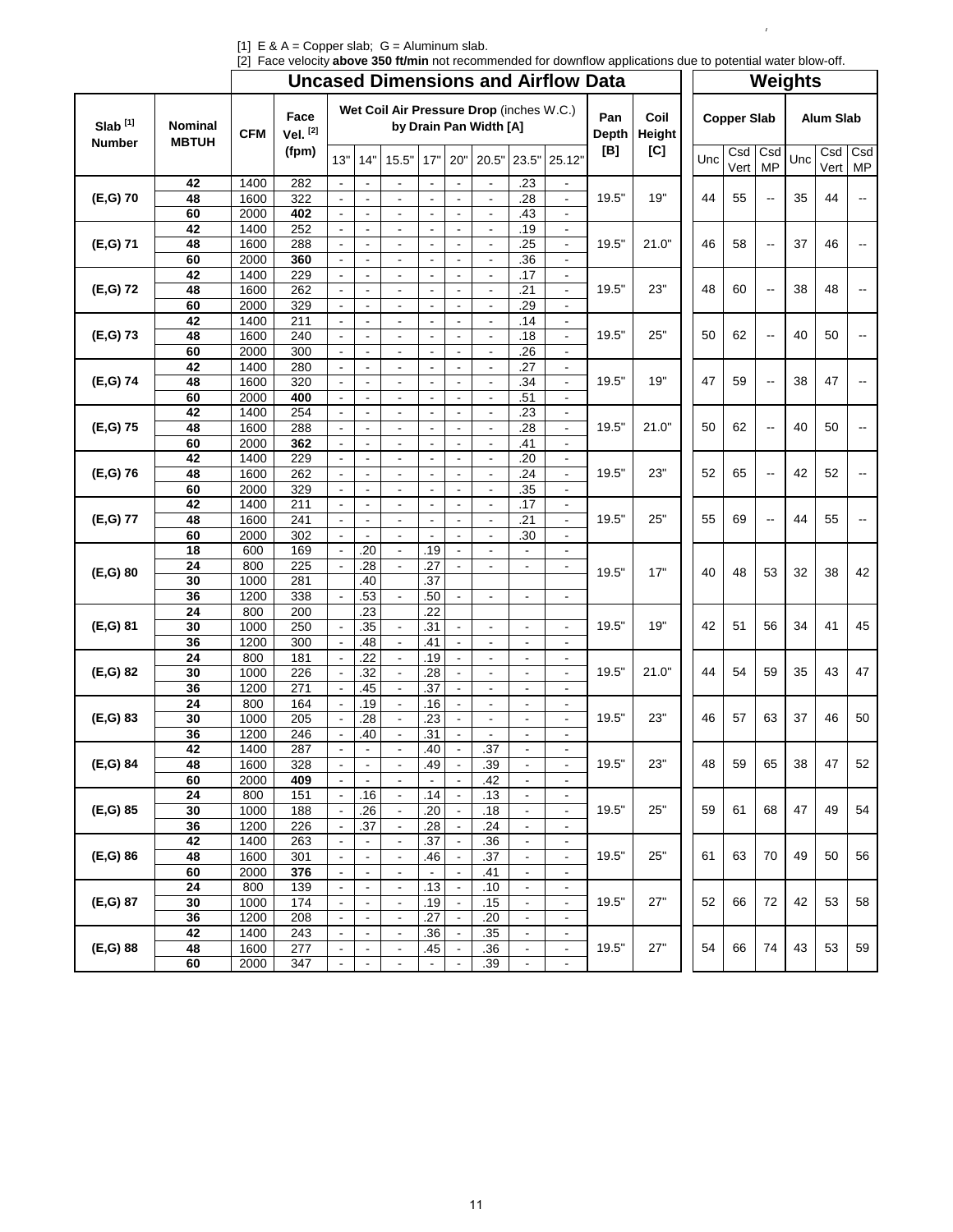[1] E & A = Copper slab; G = Aluminum slab.
[2] Face velocity **above 350 ft/min** not recommended for downflow applications due to potential water blow-off.

| Slab [1] Number | Nominal MBTUH | CFM | Face Vel. [2] (fpm) | Wet Coil Air Pressure Drop (inches W.C.) by Drain Pan Width [A] | | | | | | | | Pan Depth [B] | Coil Height [C] | Copper Slab | | | Alum Slab | | |
|---|---|---|---|---|---|---|---|---|---|---|---|---|---|---|---|---|---|---|---|
| | | | | 13" | 14" | 15.5" | 17" | 20" | 20.5" | 23.5" | 25.12" | | | Unc | Csd Vert | Csd MP | Unc | Csd Vert | Csd MP |
| (E,G) 70 | **42** | 1400 | 282 | - | - | - | - | - | - | .23 | - | 19.5" | 19" | 44 | 55 | -- | 35 | 44 | -- |
| | **48** | 1600 | 322 | - | - | - | - | - | - | .28 | - | | | | | | | | |
| | **60** | 2000 | **402** | - | - | - | - | - | - | .43 | - | | | | | | | | |
| (E,G) 71 | **42** | 1400 | 252 | - | - | - | - | - | - | .19 | - | 19.5" | 21.0" | 46 | 58 | -- | 37 | 46 | -- |
| | **48** | 1600 | 288 | - | - | - | - | - | - | .25 | - | | | | | | | | |
| | **60** | 2000 | **360** | - | - | - | - | - | - | .36 | - | | | | | | | | |
| (E,G) 72 | **42** | 1400 | 229 | - | - | - | - | - | - | .17 | - | 19.5" | 23" | 48 | 60 | -- | 38 | 48 | -- |
| | **48** | 1600 | 262 | - | - | - | - | - | - | .21 | - | | | | | | | | |
| | **60** | 2000 | 329 | - | - | - | - | - | - | .29 | - | | | | | | | | |
| (E,G) 73 | **42** | 1400 | 211 | - | - | - | - | - | - | .14 | - | 19.5" | 25" | 50 | 62 | -- | 40 | 50 | -- |
| | **48** | 1600 | 240 | - | - | - | - | - | - | .18 | - | | | | | | | | |
| | **60** | 2000 | 300 | - | - | - | - | - | - | .26 | - | | | | | | | | |
| (E,G) 74 | **42** | 1400 | 280 | - | - | - | - | - | - | .27 | - | 19.5" | 19" | 47 | 59 | -- | 38 | 47 | -- |
| | **48** | 1600 | 320 | - | - | - | - | - | - | .34 | - | | | | | | | | |
| | **60** | 2000 | **400** | - | - | - | - | - | - | .51 | - | | | | | | | | |
| (E,G) 75 | **42** | 1400 | 254 | - | - | - | - | - | - | .23 | - | 19.5" | 21.0" | 50 | 62 | -- | 40 | 50 | -- |
| | **48** | 1600 | 288 | - | - | - | - | - | - | .28 | - | | | | | | | | |
| | **60** | 2000 | **362** | - | - | - | - | - | - | .41 | - | | | | | | | | |
| (E,G) 76 | **42** | 1400 | 229 | - | - | - | - | - | - | .20 | - | 19.5" | 23" | 52 | 65 | -- | 42 | 52 | -- |
| | **48** | 1600 | 262 | - | - | - | - | - | - | .24 | - | | | | | | | | |
| | **60** | 2000 | 329 | - | - | - | - | - | - | .35 | - | | | | | | | | |
| (E,G) 77 | **42** | 1400 | 211 | - | - | - | - | - | - | .17 | - | 19.5" | 25" | 55 | 69 | -- | 44 | 55 | -- |
| | **48** | 1600 | 241 | - | - | - | - | - | - | .21 | - | | | | | | | | |
| | **60** | 2000 | 302 | - | - | - | - | - | - | .30 | - | | | | | | | | |
| (E,G) 80 | **18** | 600 | 169 | - | .20 | - | .19 | - | - | - | - | 19.5" | 17" | 40 | 48 | 53 | 32 | 38 | 42 |
| | **24** | 800 | 225 | - | .28 | - | .27 | - | - | - | - | | | | | | | | |
| | **30** | 1000 | 281 | | .40 | | .37 | | | | | | | | | | | | |
| | **36** | 1200 | 338 | - | .53 | - | .50 | - | - | - | - | | | | | | | | |
| (E,G) 81 | **24** | 800 | 200 | | .23 | | .22 | | | | | 19.5" | 19" | 42 | 51 | 56 | 34 | 41 | 45 |
| | **30** | 1000 | 250 | - | .35 | - | .31 | - | - | - | - | | | | | | | | |
| | **36** | 1200 | 300 | - | .48 | - | .41 | - | - | - | - | | | | | | | | |
| (E,G) 82 | **24** | 800 | 181 | - | .22 | - | .19 | - | - | - | - | 19.5" | 21.0" | 44 | 54 | 59 | 35 | 43 | 47 |
| | **30** | 1000 | 226 | - | .32 | - | .28 | - | - | - | - | | | | | | | | |
| | **36** | 1200 | 271 | - | .45 | - | .37 | - | - | - | - | | | | | | | | |
| (E,G) 83 | **24** | 800 | 164 | - | .19 | - | .16 | - | - | - | - | 19.5" | 23" | 46 | 57 | 63 | 37 | 46 | 50 |
| | **30** | 1000 | 205 | - | .28 | - | .23 | - | - | - | - | | | | | | | | |
| | **36** | 1200 | 246 | - | .40 | - | .31 | - | - | - | - | | | | | | | | |
| (E,G) 84 | **42** | 1400 | 287 | - | - | - | .40 | - | .37 | - | - | 19.5" | 23" | 48 | 59 | 65 | 38 | 47 | 52 |
| | **48** | 1600 | 328 | - | - | - | .49 | - | .39 | - | - | | | | | | | | |
| | **60** | 2000 | **409** | - | - | - | - | - | .42 | - | - | | | | | | | | |
| (E,G) 85 | **24** | 800 | 151 | - | .16 | - | .14 | - | .13 | - | - | 19.5" | 25" | 59 | 61 | 68 | 47 | 49 | 54 |
| | **30** | 1000 | 188 | - | .26 | - | .20 | - | .18 | - | - | | | | | | | | |
| | **36** | 1200 | 226 | - | .37 | - | .28 | - | .24 | - | - | | | | | | | | |
| (E,G) 86 | **42** | 1400 | 263 | - | - | - | .37 | - | .36 | - | - | 19.5" | 25" | 61 | 63 | 70 | 49 | 50 | 56 |
| | **48** | 1600 | 301 | - | - | - | .46 | - | .37 | - | - | | | | | | | | |
| | **60** | 2000 | **376** | - | - | - | - | - | .41 | - | - | | | | | | | | |
| (E,G) 87 | **24** | 800 | 139 | - | - | - | .13 | - | .10 | - | - | 19.5" | 27" | 52 | 66 | 72 | 42 | 53 | 58 |
| | **30** | 1000 | 174 | - | - | - | .19 | - | .15 | - | - | | | | | | | | |
| | **36** | 1200 | 208 | - | - | - | .27 | - | .20 | - | - | | | | | | | | |
| (E,G) 88 | **42** | 1400 | 243 | - | - | - | .36 | - | .35 | - | - | 19.5" | 27" | 54 | 66 | 74 | 43 | 53 | 59 |
| | **48** | 1600 | 277 | - | - | - | .45 | - | .36 | - | - | | | | | | | | |
| | **60** | 2000 | 347 | - | - | - | - | - | .39 | - | - | | | | | | | | |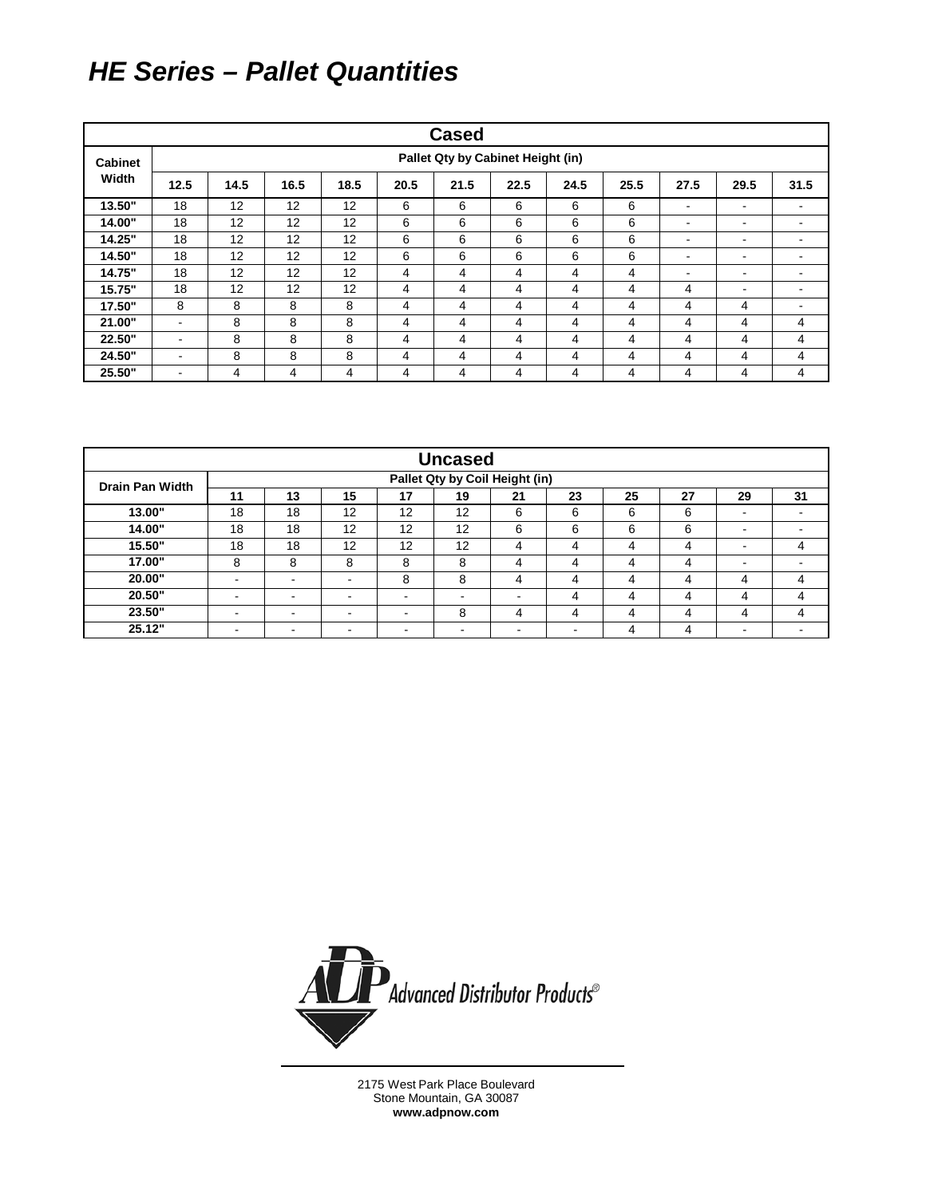# HE Series – Pallet Quantities

| Cased | | | | | | | | | | | | |
|---|---|---|---|---|---|---|---|---|---|---|---|---|
| Cabinet Width | Pallet Qty by Cabinet Height (in) | | | | | | | | | | | |
| | 12.5 | 14.5 | 16.5 | 18.5 | 20.5 | 21.5 | 22.5 | 24.5 | 25.5 | 27.5 | 29.5 | 31.5 |
| **13.50"** | 18 | 12 | 12 | 12 | 6 | 6 | 6 | 6 | 6 | - | - | - |
| **14.00"** | 18 | 12 | 12 | 12 | 6 | 6 | 6 | 6 | 6 | - | - | - |
| **14.25"** | 18 | 12 | 12 | 12 | 6 | 6 | 6 | 6 | 6 | - | - | - |
| **14.50"** | 18 | 12 | 12 | 12 | 6 | 6 | 6 | 6 | 6 | - | - | - |
| **14.75"** | 18 | 12 | 12 | 12 | 4 | 4 | 4 | 4 | 4 | - | - | - |
| **15.75"** | 18 | 12 | 12 | 12 | 4 | 4 | 4 | 4 | 4 | 4 | - | - |
| **17.50"** | 8 | 8 | 8 | 8 | 4 | 4 | 4 | 4 | 4 | 4 | 4 | - |
| **21.00"** | - | 8 | 8 | 8 | 4 | 4 | 4 | 4 | 4 | 4 | 4 | 4 |
| **22.50"** | - | 8 | 8 | 8 | 4 | 4 | 4 | 4 | 4 | 4 | 4 | 4 |
| **24.50"** | - | 8 | 8 | 8 | 4 | 4 | 4 | 4 | 4 | 4 | 4 | 4 |
| **25.50"** | - | 4 | 4 | 4 | 4 | 4 | 4 | 4 | 4 | 4 | 4 | 4 |

| Uncased | | | | | | | | | | |
|---|---|---|---|---|---|---|---|---|---|---|
| Drain Pan Width | Pallet Qty by Coil Height (in) | | | | | | | | | |
| | 11 | 13 | 15 | 17 | 19 | 21 | 23 | 25 | 27 | 29 | 31 |
| **13.00"** | 18 | 18 | 12 | 12 | 12 | 6 | 6 | 6 | 6 | - | - |
| **14.00"** | 18 | 18 | 12 | 12 | 12 | 6 | 6 | 6 | 6 | - | - |
| **15.50"** | 18 | 18 | 12 | 12 | 12 | 4 | 4 | 4 | 4 | - | 4 |
| **17.00"** | 8 | 8 | 8 | 8 | 8 | 4 | 4 | 4 | 4 | - | - |
| **20.00"** | - | - | - | 8 | 8 | 4 | 4 | 4 | 4 | 4 | 4 |
| **20.50"** | - | - | - | - | - | - | 4 | 4 | 4 | 4 | 4 |
| **23.50"** | - | - | - | - | 8 | 4 | 4 | 4 | 4 | 4 | 4 |
| **25.12"** | - | - | - | - | - | - | - | 4 | 4 | - | - |

Advanced Distributor Products®

2175 West Park Place Boulevard
Stone Mountain, GA 30087
**www.adpnow.com**